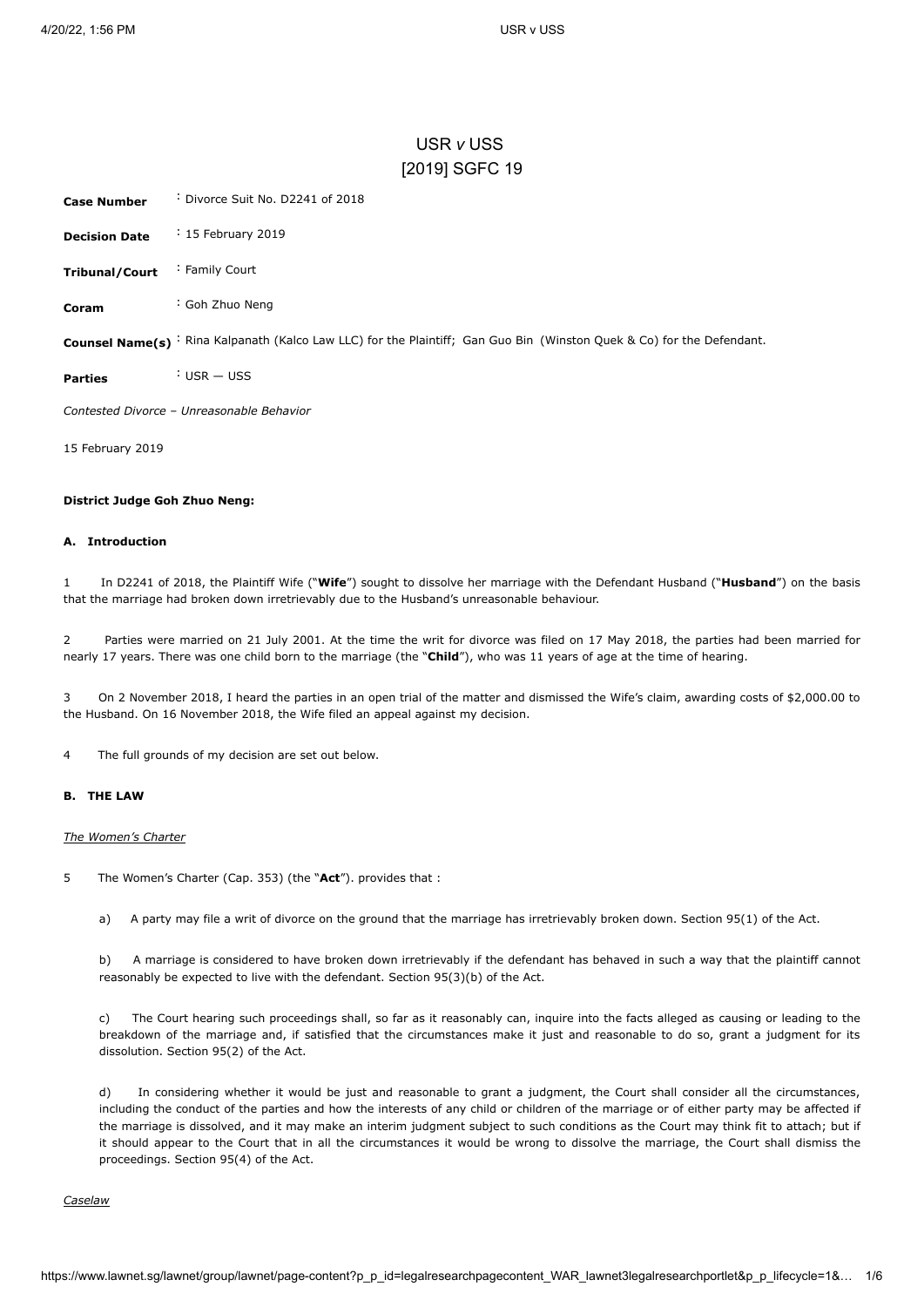# USR *v* USS
## [2019] SGFC 19

| | |
|---|---|
| **Case Number** | : Divorce Suit No. D2241 of 2018 |
| **Decision Date** | : 15 February 2019 |
| **Tribunal/Court** | : Family Court |
| **Coram** | : Goh Zhuo Neng |
| **Counsel Name(s)** | : Rina Kalpanath (Kalco Law LLC) for the Plaintiff; Gan Guo Bin (Winston Quek & Co) for the Defendant. |
| **Parties** | : USR — USS |

*Contested Divorce – Unreasonable Behavior*

15 February 2019

**District Judge Goh Zhuo Neng:**

### A. Introduction

1 In D2241 of 2018, the Plaintiff Wife ("**Wife**") sought to dissolve her marriage with the Defendant Husband ("**Husband**") on the basis that the marriage had broken down irretrievably due to the Husband's unreasonable behaviour.

2 Parties were married on 21 July 2001. At the time the writ for divorce was filed on 17 May 2018, the parties had been married for nearly 17 years. There was one child born to the marriage (the "**Child**"), who was 11 years of age at the time of hearing.

3 On 2 November 2018, I heard the parties in an open trial of the matter and dismissed the Wife's claim, awarding costs of $2,000.00 to the Husband. On 16 November 2018, the Wife filed an appeal against my decision.

4 The full grounds of my decision are set out below.

### B. THE LAW

*The Women's Charter*

5 The Women's Charter (Cap. 353) (the "**Act**"). provides that :

a) A party may file a writ of divorce on the ground that the marriage has irretrievably broken down. Section 95(1) of the Act.

b) A marriage is considered to have broken down irretrievably if the defendant has behaved in such a way that the plaintiff cannot reasonably be expected to live with the defendant. Section 95(3)(b) of the Act.

c) The Court hearing such proceedings shall, so far as it reasonably can, inquire into the facts alleged as causing or leading to the breakdown of the marriage and, if satisfied that the circumstances make it just and reasonable to do so, grant a judgment for its dissolution. Section 95(2) of the Act.

d) In considering whether it would be just and reasonable to grant a judgment, the Court shall consider all the circumstances, including the conduct of the parties and how the interests of any child or children of the marriage or of either party may be affected if the marriage is dissolved, and it may make an interim judgment subject to such conditions as the Court may think fit to attach; but if it should appear to the Court that in all the circumstances it would be wrong to dissolve the marriage, the Court shall dismiss the proceedings. Section 95(4) of the Act.

*Caselaw*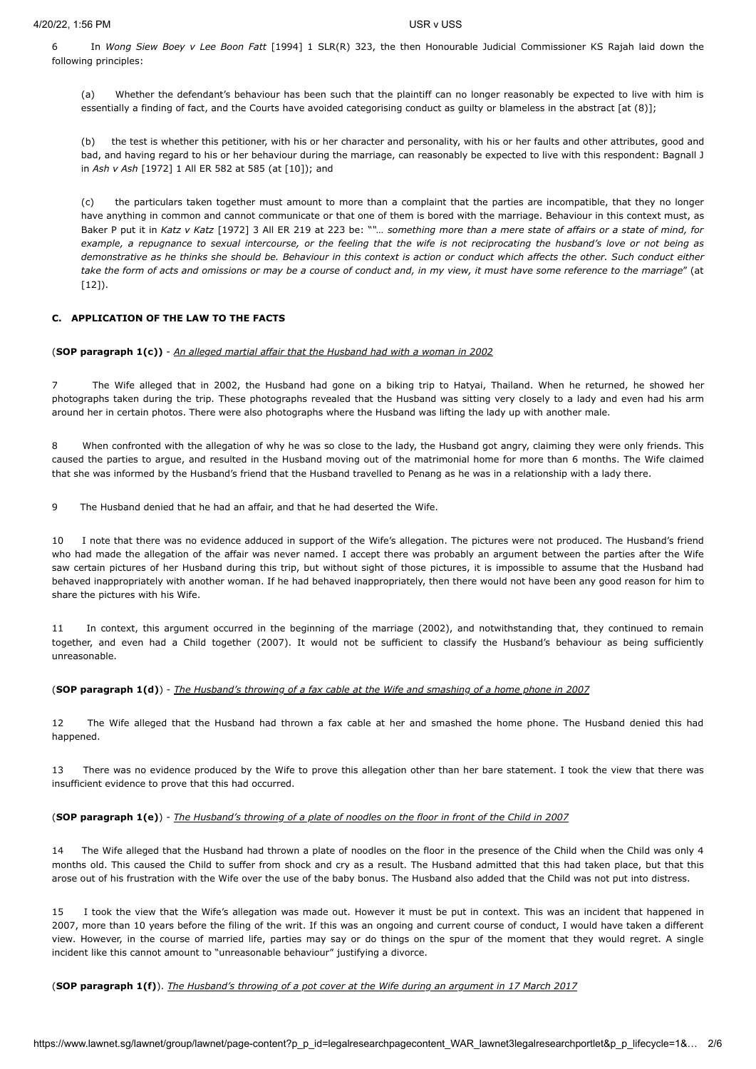6 In *Wong Siew Boey v Lee Boon Fatt* [1994] 1 SLR(R) 323, the then Honourable Judicial Commissioner KS Rajah laid down the following principles:

(a) Whether the defendant's behaviour has been such that the plaintiff can no longer reasonably be expected to live with him is essentially a finding of fact, and the Courts have avoided categorising conduct as guilty or blameless in the abstract [at (8)];

(b) the test is whether this petitioner, with his or her character and personality, with his or her faults and other attributes, good and bad, and having regard to his or her behaviour during the marriage, can reasonably be expected to live with this respondent: Bagnall J in *Ash v Ash* [1972] 1 All ER 582 at 585 (at [10]); and

(c) the particulars taken together must amount to more than a complaint that the parties are incompatible, that they no longer have anything in common and cannot communicate or that one of them is bored with the marriage. Behaviour in this context must, as Baker P put it in *Katz v Katz* [1972] 3 All ER 219 at 223 be: ""*… something more than a mere state of affairs or a state of mind, for example, a repugnance to sexual intercourse, or the feeling that the wife is not reciprocating the husband's love or not being as demonstrative as he thinks she should be. Behaviour in this context is action or conduct which affects the other. Such conduct either take the form of acts and omissions or may be a course of conduct and, in my view, it must have some reference to the marriage*" (at [12]).

**C. APPLICATION OF THE LAW TO THE FACTS**

(**SOP paragraph 1(c)**) - *An alleged martial affair that the Husband had with a woman in 2002*

7 The Wife alleged that in 2002, the Husband had gone on a biking trip to Hatyai, Thailand. When he returned, he showed her photographs taken during the trip. These photographs revealed that the Husband was sitting very closely to a lady and even had his arm around her in certain photos. There were also photographs where the Husband was lifting the lady up with another male.

8 When confronted with the allegation of why he was so close to the lady, the Husband got angry, claiming they were only friends. This caused the parties to argue, and resulted in the Husband moving out of the matrimonial home for more than 6 months. The Wife claimed that she was informed by the Husband's friend that the Husband travelled to Penang as he was in a relationship with a lady there.

9 The Husband denied that he had an affair, and that he had deserted the Wife.

10 I note that there was no evidence adduced in support of the Wife's allegation. The pictures were not produced. The Husband's friend who had made the allegation of the affair was never named. I accept there was probably an argument between the parties after the Wife saw certain pictures of her Husband during this trip, but without sight of those pictures, it is impossible to assume that the Husband had behaved inappropriately with another woman. If he had behaved inappropriately, then there would not have been any good reason for him to share the pictures with his Wife.

11 In context, this argument occurred in the beginning of the marriage (2002), and notwithstanding that, they continued to remain together, and even had a Child together (2007). It would not be sufficient to classify the Husband's behaviour as being sufficiently unreasonable.

(**SOP paragraph 1(d)**) - *The Husband's throwing of a fax cable at the Wife and smashing of a home phone in 2007*

12 The Wife alleged that the Husband had thrown a fax cable at her and smashed the home phone. The Husband denied this had happened.

13 There was no evidence produced by the Wife to prove this allegation other than her bare statement. I took the view that there was insufficient evidence to prove that this had occurred.

(**SOP paragraph 1(e)**) - *The Husband's throwing of a plate of noodles on the floor in front of the Child in 2007*

14 The Wife alleged that the Husband had thrown a plate of noodles on the floor in the presence of the Child when the Child was only 4 months old. This caused the Child to suffer from shock and cry as a result. The Husband admitted that this had taken place, but that this arose out of his frustration with the Wife over the use of the baby bonus. The Husband also added that the Child was not put into distress.

15 I took the view that the Wife's allegation was made out. However it must be put in context. This was an incident that happened in 2007, more than 10 years before the filing of the writ. If this was an ongoing and current course of conduct, I would have taken a different view. However, in the course of married life, parties may say or do things on the spur of the moment that they would regret. A single incident like this cannot amount to "unreasonable behaviour" justifying a divorce.

(**SOP paragraph 1(f)**). *The Husband's throwing of a pot cover at the Wife during an argument in 17 March 2017*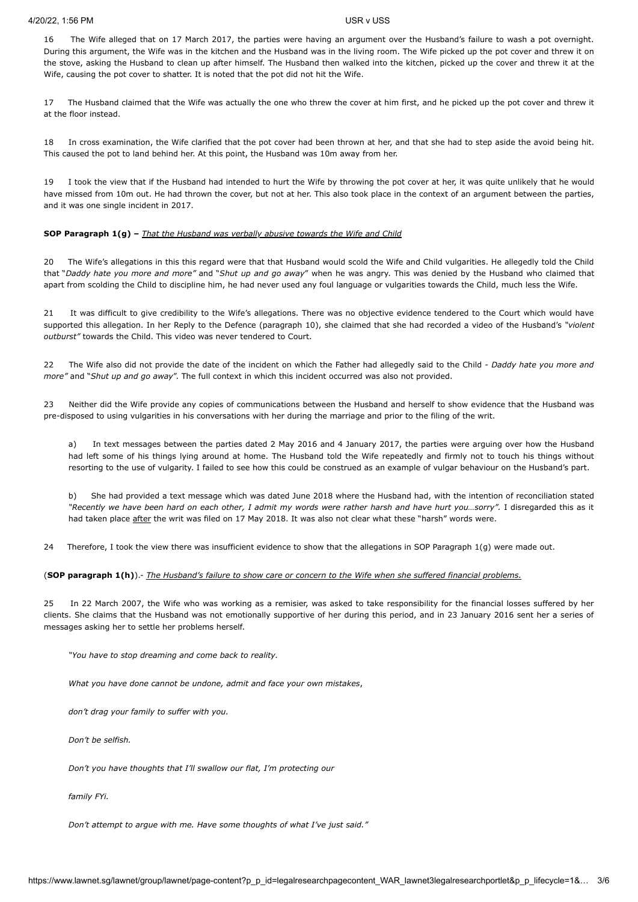16 The Wife alleged that on 17 March 2017, the parties were having an argument over the Husband's failure to wash a pot overnight. During this argument, the Wife was in the kitchen and the Husband was in the living room. The Wife picked up the pot cover and threw it on the stove, asking the Husband to clean up after himself. The Husband then walked into the kitchen, picked up the cover and threw it at the Wife, causing the pot cover to shatter. It is noted that the pot did not hit the Wife.

17 The Husband claimed that the Wife was actually the one who threw the cover at him first, and he picked up the pot cover and threw it at the floor instead.

18 In cross examination, the Wife clarified that the pot cover had been thrown at her, and that she had to step aside the avoid being hit. This caused the pot to land behind her. At this point, the Husband was 10m away from her.

19 I took the view that if the Husband had intended to hurt the Wife by throwing the pot cover at her, it was quite unlikely that he would have missed from 10m out. He had thrown the cover, but not at her. This also took place in the context of an argument between the parties, and it was one single incident in 2017.

**SOP Paragraph 1(g) –** _That the Husband was verbally abusive towards the Wife and Child_

20 The Wife's allegations in this this regard were that that Husband would scold the Wife and Child vulgarities. He allegedly told the Child that "*Daddy hate you more and more"* and "*Shut up and go away*" when he was angry. This was denied by the Husband who claimed that apart from scolding the Child to discipline him, he had never used any foul language or vulgarities towards the Child, much less the Wife.

21 It was difficult to give credibility to the Wife's allegations. There was no objective evidence tendered to the Court which would have supported this allegation. In her Reply to the Defence (paragraph 10), she claimed that she had recorded a video of the Husband's *"violent outburst"* towards the Child. This video was never tendered to Court.

22 The Wife also did not provide the date of the incident on which the Father had allegedly said to the Child - *Daddy hate you more and more"* and "*Shut up and go away*". The full context in which this incident occurred was also not provided.

23 Neither did the Wife provide any copies of communications between the Husband and herself to show evidence that the Husband was pre-disposed to using vulgarities in his conversations with her during the marriage and prior to the filing of the writ.

a) In text messages between the parties dated 2 May 2016 and 4 January 2017, the parties were arguing over how the Husband had left some of his things lying around at home. The Husband told the Wife repeatedly and firmly not to touch his things without resorting to the use of vulgarity. I failed to see how this could be construed as an example of vulgar behaviour on the Husband's part.

b) She had provided a text message which was dated June 2018 where the Husband had, with the intention of reconciliation stated *"Recently we have been hard on each other, I admit my words were rather harsh and have hurt you…sorry"*. I disregarded this as it had taken place <u>after</u> the writ was filed on 17 May 2018. It was also not clear what these "harsh" words were.

24 Therefore, I took the view there was insufficient evidence to show that the allegations in SOP Paragraph 1(g) were made out.

(**SOP paragraph 1(h)**).- _The Husband's failure to show care or concern to the Wife when she suffered financial problems._

25 In 22 March 2007, the Wife who was working as a remisier, was asked to take responsibility for the financial losses suffered by her clients. She claims that the Husband was not emotionally supportive of her during this period, and in 23 January 2016 sent her a series of messages asking her to settle her problems herself.

*"You have to stop dreaming and come back to reality.*

*What you have done cannot be undone, admit and face your own mistakes*,

*don't drag your family to suffer with you.*

*Don't be selfish.*

*Don't you have thoughts that I'll swallow our flat, I'm protecting our*

*family FYi.*

*Don't attempt to argue with me. Have some thoughts of what I've just said."*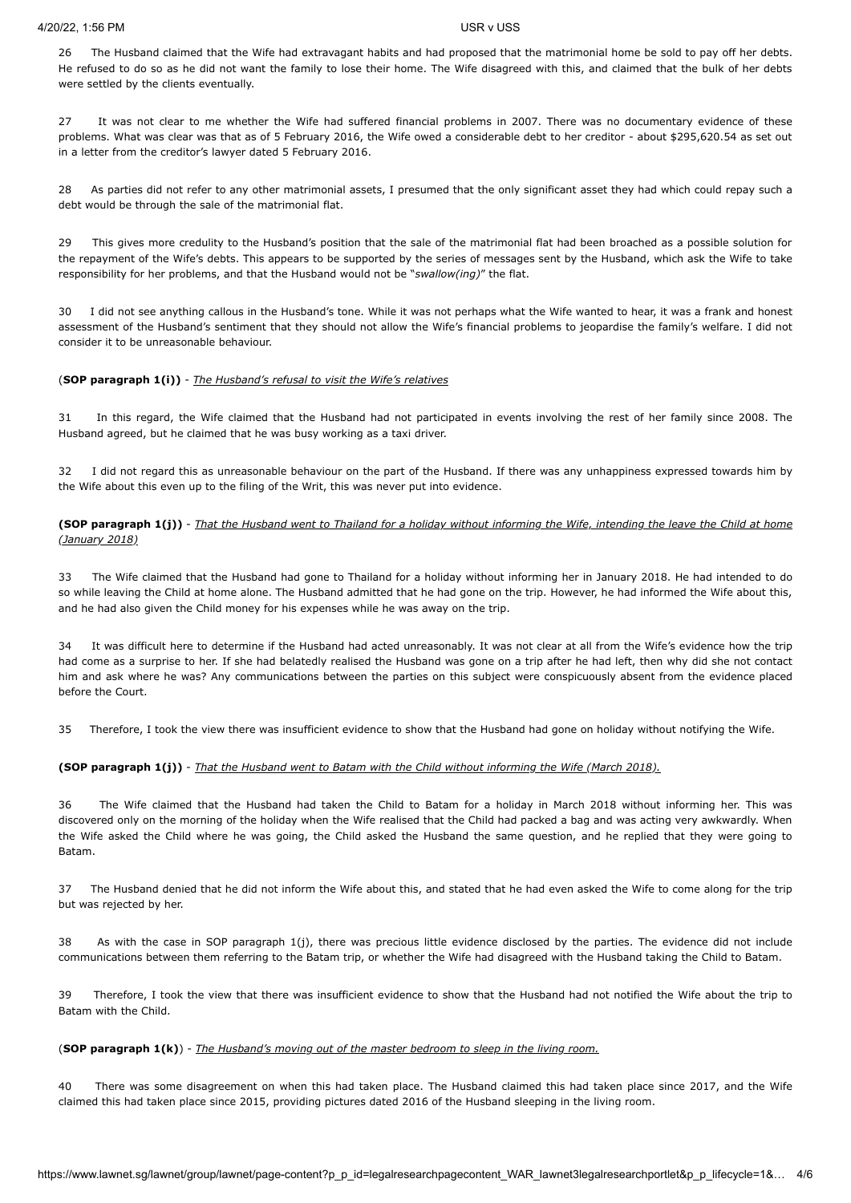26 The Husband claimed that the Wife had extravagant habits and had proposed that the matrimonial home be sold to pay off her debts. He refused to do so as he did not want the family to lose their home. The Wife disagreed with this, and claimed that the bulk of her debts were settled by the clients eventually.

27 It was not clear to me whether the Wife had suffered financial problems in 2007. There was no documentary evidence of these problems. What was clear was that as of 5 February 2016, the Wife owed a considerable debt to her creditor - about $295,620.54 as set out in a letter from the creditor's lawyer dated 5 February 2016.

28 As parties did not refer to any other matrimonial assets, I presumed that the only significant asset they had which could repay such a debt would be through the sale of the matrimonial flat.

29 This gives more credulity to the Husband's position that the sale of the matrimonial flat had been broached as a possible solution for the repayment of the Wife's debts. This appears to be supported by the series of messages sent by the Husband, which ask the Wife to take responsibility for her problems, and that the Husband would not be "*swallow(ing)*" the flat.

30 I did not see anything callous in the Husband's tone. While it was not perhaps what the Wife wanted to hear, it was a frank and honest assessment of the Husband's sentiment that they should not allow the Wife's financial problems to jeopardise the family's welfare. I did not consider it to be unreasonable behaviour.

(**SOP paragraph 1(i)**) - *The Husband's refusal to visit the Wife's relatives*

31 In this regard, the Wife claimed that the Husband had not participated in events involving the rest of her family since 2008. The Husband agreed, but he claimed that he was busy working as a taxi driver.

32 I did not regard this as unreasonable behaviour on the part of the Husband. If there was any unhappiness expressed towards him by the Wife about this even up to the filing of the Writ, this was never put into evidence.

**(SOP paragraph 1(j))** - *That the Husband went to Thailand for a holiday without informing the Wife, intending the leave the Child at home (January 2018)*

33 The Wife claimed that the Husband had gone to Thailand for a holiday without informing her in January 2018. He had intended to do so while leaving the Child at home alone. The Husband admitted that he had gone on the trip. However, he had informed the Wife about this, and he had also given the Child money for his expenses while he was away on the trip.

34 It was difficult here to determine if the Husband had acted unreasonably. It was not clear at all from the Wife's evidence how the trip had come as a surprise to her. If she had belatedly realised the Husband was gone on a trip after he had left, then why did she not contact him and ask where he was? Any communications between the parties on this subject were conspicuously absent from the evidence placed before the Court.

35 Therefore, I took the view there was insufficient evidence to show that the Husband had gone on holiday without notifying the Wife.

**(SOP paragraph 1(j))** - *That the Husband went to Batam with the Child without informing the Wife (March 2018).*

36 The Wife claimed that the Husband had taken the Child to Batam for a holiday in March 2018 without informing her. This was discovered only on the morning of the holiday when the Wife realised that the Child had packed a bag and was acting very awkwardly. When the Wife asked the Child where he was going, the Child asked the Husband the same question, and he replied that they were going to Batam.

37 The Husband denied that he did not inform the Wife about this, and stated that he had even asked the Wife to come along for the trip but was rejected by her.

38 As with the case in SOP paragraph 1(j), there was precious little evidence disclosed by the parties. The evidence did not include communications between them referring to the Batam trip, or whether the Wife had disagreed with the Husband taking the Child to Batam.

39 Therefore, I took the view that there was insufficient evidence to show that the Husband had not notified the Wife about the trip to Batam with the Child.

(**SOP paragraph 1(k)**) - *The Husband's moving out of the master bedroom to sleep in the living room.*

40 There was some disagreement on when this had taken place. The Husband claimed this had taken place since 2017, and the Wife claimed this had taken place since 2015, providing pictures dated 2016 of the Husband sleeping in the living room.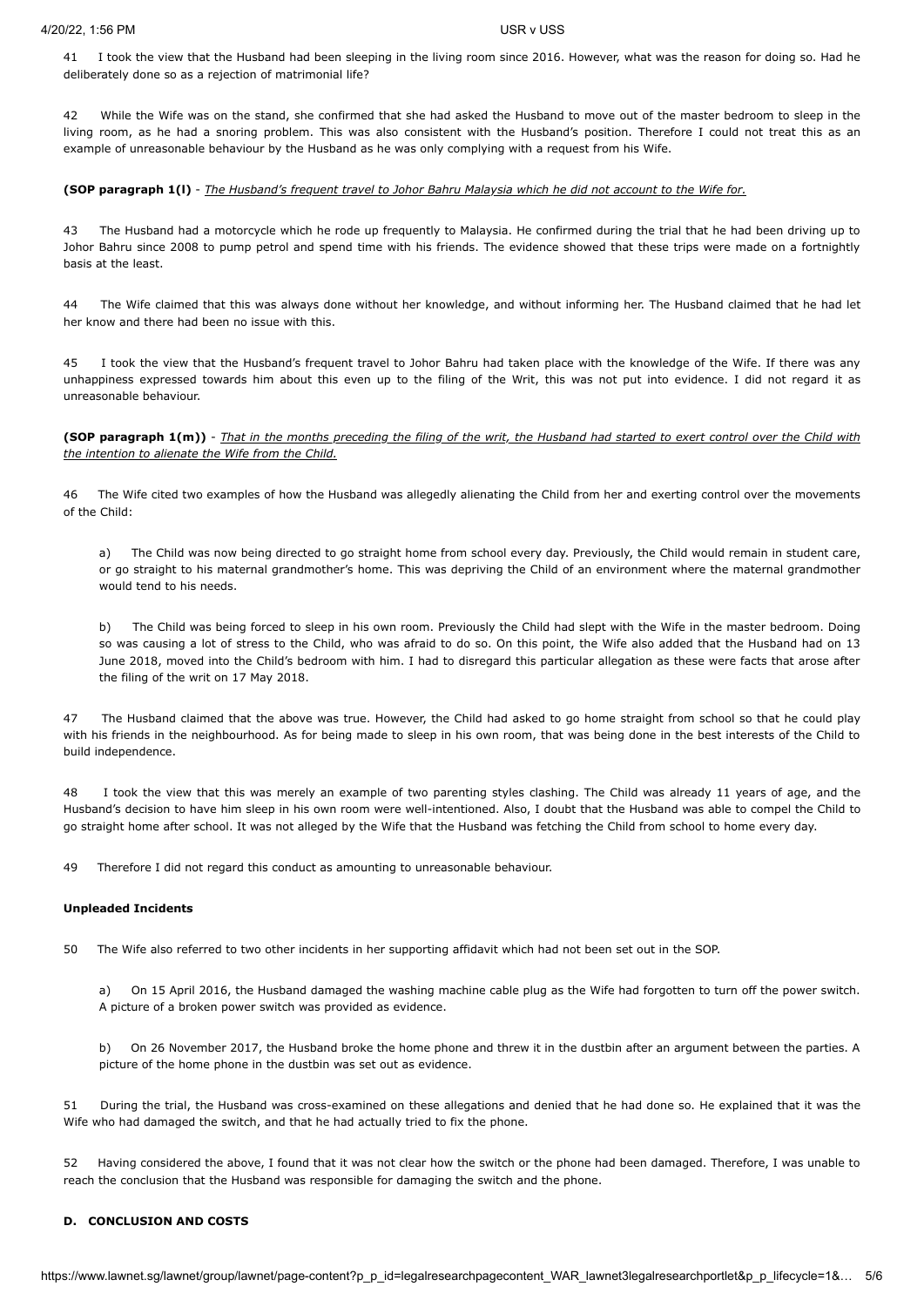41 I took the view that the Husband had been sleeping in the living room since 2016. However, what was the reason for doing so. Had he deliberately done so as a rejection of matrimonial life?

42 While the Wife was on the stand, she confirmed that she had asked the Husband to move out of the master bedroom to sleep in the living room, as he had a snoring problem. This was also consistent with the Husband's position. Therefore I could not treat this as an example of unreasonable behaviour by the Husband as he was only complying with a request from his Wife.

**(SOP paragraph 1(l)** - *The Husband's frequent travel to Johor Bahru Malaysia which he did not account to the Wife for.*

43 The Husband had a motorcycle which he rode up frequently to Malaysia. He confirmed during the trial that he had been driving up to Johor Bahru since 2008 to pump petrol and spend time with his friends. The evidence showed that these trips were made on a fortnightly basis at the least.

44 The Wife claimed that this was always done without her knowledge, and without informing her. The Husband claimed that he had let her know and there had been no issue with this.

45 I took the view that the Husband's frequent travel to Johor Bahru had taken place with the knowledge of the Wife. If there was any unhappiness expressed towards him about this even up to the filing of the Writ, this was not put into evidence. I did not regard it as unreasonable behaviour.

**(SOP paragraph 1(m))** - *That in the months preceding the filing of the writ, the Husband had started to exert control over the Child with the intention to alienate the Wife from the Child.*

46 The Wife cited two examples of how the Husband was allegedly alienating the Child from her and exerting control over the movements of the Child:

> a) The Child was now being directed to go straight home from school every day. Previously, the Child would remain in student care, or go straight to his maternal grandmother's home. This was depriving the Child of an environment where the maternal grandmother would tend to his needs.
>
> b) The Child was being forced to sleep in his own room. Previously the Child had slept with the Wife in the master bedroom. Doing so was causing a lot of stress to the Child, who was afraid to do so. On this point, the Wife also added that the Husband had on 13 June 2018, moved into the Child's bedroom with him. I had to disregard this particular allegation as these were facts that arose after the filing of the writ on 17 May 2018.

47 The Husband claimed that the above was true. However, the Child had asked to go home straight from school so that he could play with his friends in the neighbourhood. As for being made to sleep in his own room, that was being done in the best interests of the Child to build independence.

48 I took the view that this was merely an example of two parenting styles clashing. The Child was already 11 years of age, and the Husband's decision to have him sleep in his own room were well-intentioned. Also, I doubt that the Husband was able to compel the Child to go straight home after school. It was not alleged by the Wife that the Husband was fetching the Child from school to home every day.

49 Therefore I did not regard this conduct as amounting to unreasonable behaviour.

### Unpleaded Incidents

50 The Wife also referred to two other incidents in her supporting affidavit which had not been set out in the SOP.

> a) On 15 April 2016, the Husband damaged the washing machine cable plug as the Wife had forgotten to turn off the power switch. A picture of a broken power switch was provided as evidence.
>
> b) On 26 November 2017, the Husband broke the home phone and threw it in the dustbin after an argument between the parties. A picture of the home phone in the dustbin was set out as evidence.

51 During the trial, the Husband was cross-examined on these allegations and denied that he had done so. He explained that it was the Wife who had damaged the switch, and that he had actually tried to fix the phone.

52 Having considered the above, I found that it was not clear how the switch or the phone had been damaged. Therefore, I was unable to reach the conclusion that the Husband was responsible for damaging the switch and the phone.

## D. CONCLUSION AND COSTS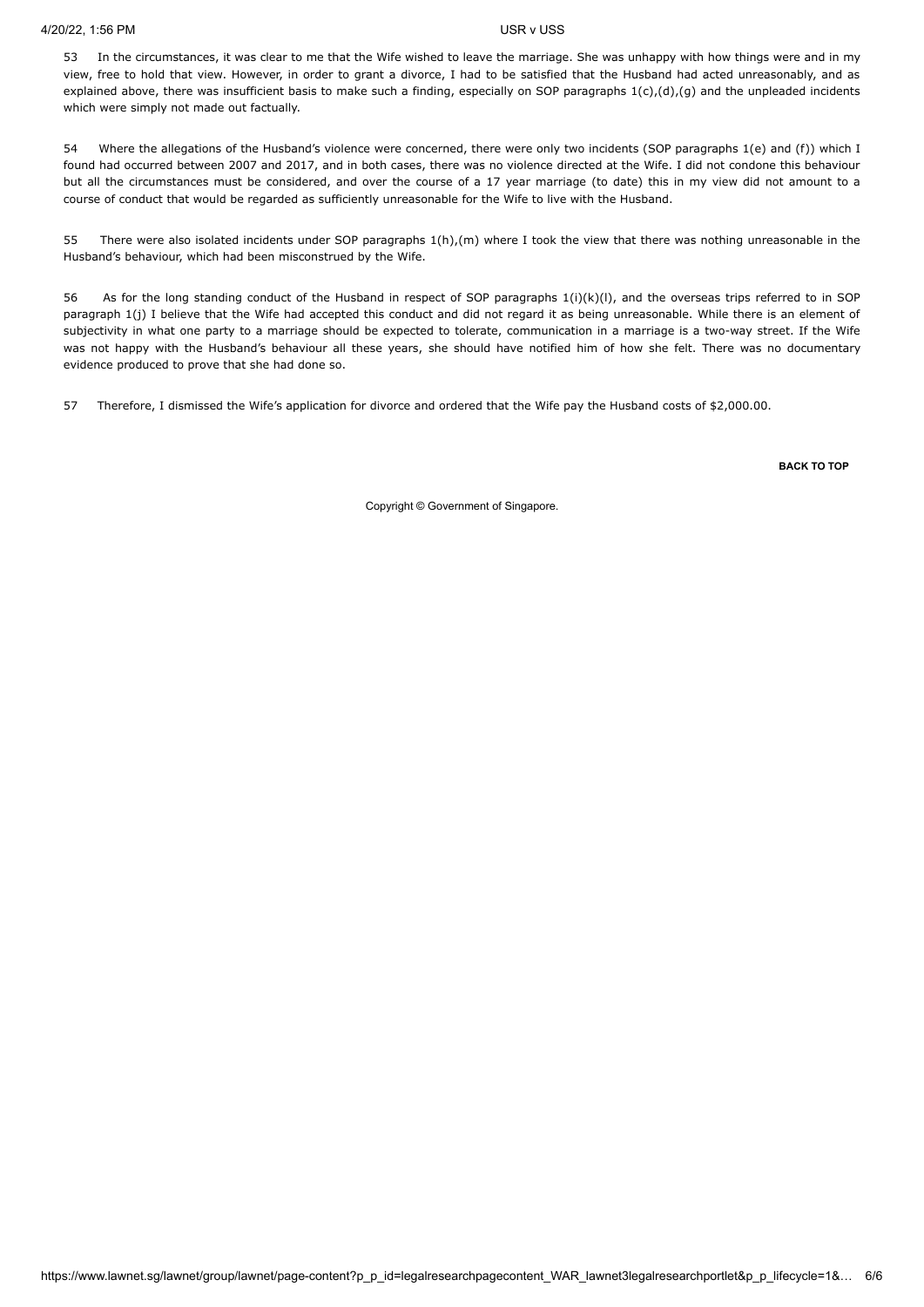53 In the circumstances, it was clear to me that the Wife wished to leave the marriage. She was unhappy with how things were and in my view, free to hold that view. However, in order to grant a divorce, I had to be satisfied that the Husband had acted unreasonably, and as explained above, there was insufficient basis to make such a finding, especially on SOP paragraphs 1(c),(d),(g) and the unpleaded incidents which were simply not made out factually.

54 Where the allegations of the Husband's violence were concerned, there were only two incidents (SOP paragraphs 1(e) and (f)) which I found had occurred between 2007 and 2017, and in both cases, there was no violence directed at the Wife. I did not condone this behaviour but all the circumstances must be considered, and over the course of a 17 year marriage (to date) this in my view did not amount to a course of conduct that would be regarded as sufficiently unreasonable for the Wife to live with the Husband.

55 There were also isolated incidents under SOP paragraphs 1(h),(m) where I took the view that there was nothing unreasonable in the Husband's behaviour, which had been misconstrued by the Wife.

56 As for the long standing conduct of the Husband in respect of SOP paragraphs 1(i)(k)(l), and the overseas trips referred to in SOP paragraph 1(j) I believe that the Wife had accepted this conduct and did not regard it as being unreasonable. While there is an element of subjectivity in what one party to a marriage should be expected to tolerate, communication in a marriage is a two-way street. If the Wife was not happy with the Husband's behaviour all these years, she should have notified him of how she felt. There was no documentary evidence produced to prove that she had done so.

57 Therefore, I dismissed the Wife's application for divorce and ordered that the Wife pay the Husband costs of $2,000.00.

BACK TO TOP

Copyright © Government of Singapore.